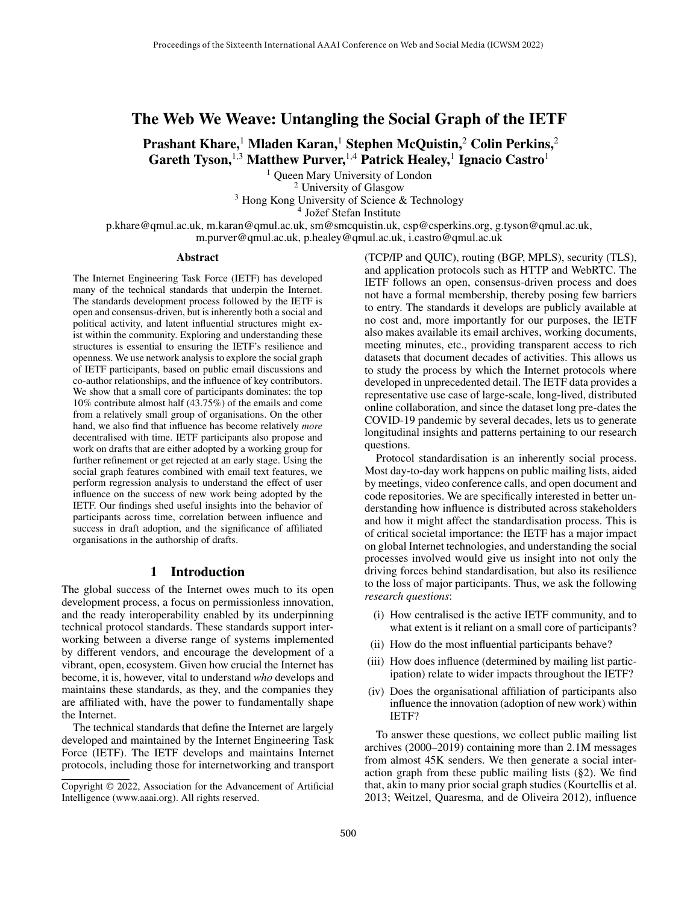# The Web We Weave: Untangling the Social Graph of the IETF

**Prashant Khare,[1] Mladen Karan,[1] Stephen McQuistin,[2] Colin Perkins,[2] Gareth Tyson,[1,3] Matthew Purver,[1,4] Patrick Healey,[1] Ignacio Castro[1]**

[1] Queen Mary University of London
[2] University of Glasgow
[3] Hong Kong University of Science & Technology
[4] Jožef Stefan Institute

p.khare@qmul.ac.uk, m.karan@qmul.ac.uk, sm@smcquistin.uk, csp@csperkins.org, g.tyson@qmul.ac.uk, m.purver@qmul.ac.uk, p.healey@qmul.ac.uk, i.castro@qmul.ac.uk

## Abstract

The Internet Engineering Task Force (IETF) has developed many of the technical standards that underpin the Internet. The standards development process followed by the IETF is open and consensus-driven, but is inherently both a social and political activity, and latent influential structures might exist within the community. Exploring and understanding these structures is essential to ensuring the IETF's resilience and openness. We use network analysis to explore the social graph of IETF participants, based on public email discussions and co-author relationships, and the influence of key contributors. We show that a small core of participants dominates: the top 10% contribute almost half (43.75%) of the emails and come from a relatively small group of organisations. On the other hand, we also find that influence has become relatively *more* decentralised with time. IETF participants also propose and work on drafts that are either adopted by a working group for further refinement or get rejected at an early stage. Using the social graph features combined with email text features, we perform regression analysis to understand the effect of user influence on the success of new work being adopted by the IETF. Our findings shed useful insights into the behavior of participants across time, correlation between influence and success in draft adoption, and the significance of affiliated organisations in the authorship of drafts.

## 1 Introduction

The global success of the Internet owes much to its open development process, a focus on permissionless innovation, and the ready interoperability enabled by its underpinning technical protocol standards. These standards support interworking between a diverse range of systems implemented by different vendors, and encourage the development of a vibrant, open, ecosystem. Given how crucial the Internet has become, it is, however, vital to understand *who* develops and maintains these standards, as they, and the companies they are affiliated with, have the power to fundamentally shape the Internet.

The technical standards that define the Internet are largely developed and maintained by the Internet Engineering Task Force (IETF). The IETF develops and maintains Internet protocols, including those for internetworking and transport (TCP/IP and QUIC), routing (BGP, MPLS), security (TLS), and application protocols such as HTTP and WebRTC. The IETF follows an open, consensus-driven process and does not have a formal membership, thereby posing few barriers to entry. The standards it develops are publicly available at no cost and, more importantly for our purposes, the IETF also makes available its email archives, working documents, meeting minutes, etc., providing transparent access to rich datasets that document decades of activities. This allows us to study the process by which the Internet protocols where developed in unprecedented detail. The IETF data provides a representative use case of large-scale, long-lived, distributed online collaboration, and since the dataset long pre-dates the COVID-19 pandemic by several decades, lets us to generate longitudinal insights and patterns pertaining to our research questions.

Protocol standardisation is an inherently social process. Most day-to-day work happens on public mailing lists, aided by meetings, video conference calls, and open document and code repositories. We are specifically interested in better understanding how influence is distributed across stakeholders and how it might affect the standardisation process. This is of critical societal importance: the IETF has a major impact on global Internet technologies, and understanding the social processes involved would give us insight into not only the driving forces behind standardisation, but also its resilience to the loss of major participants. Thus, we ask the following *research questions*:

- (i) How centralised is the active IETF community, and to what extent is it reliant on a small core of participants?
- (ii) How do the most influential participants behave?
- (iii) How does influence (determined by mailing list participation) relate to wider impacts throughout the IETF?
- (iv) Does the organisational affiliation of participants also influence the innovation (adoption of new work) within IETF?

To answer these questions, we collect public mailing list archives (2000–2019) containing more than 2.1M messages from almost 45K senders. We then generate a social interaction graph from these public mailing lists (§2). We find that, akin to many prior social graph studies (Kourtellis et al. 2013; Weitzel, Quaresma, and de Oliveira 2012), influence

Copyright © 2022, Association for the Advancement of Artificial Intelligence (www.aaai.org). All rights reserved.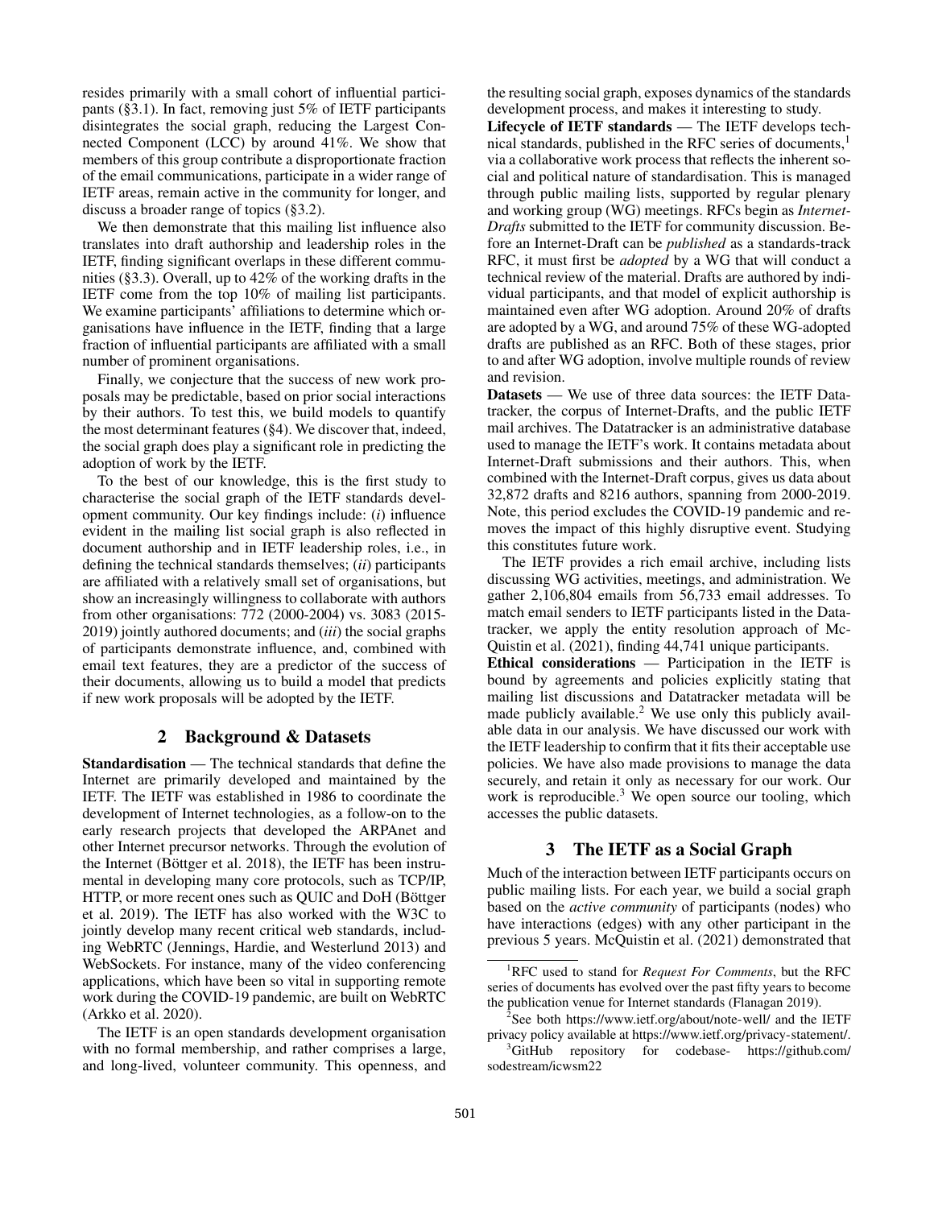resides primarily with a small cohort of influential participants (§3.1). In fact, removing just 5% of IETF participants disintegrates the social graph, reducing the Largest Connected Component (LCC) by around 41%. We show that members of this group contribute a disproportionate fraction of the email communications, participate in a wider range of IETF areas, remain active in the community for longer, and discuss a broader range of topics (§3.2).

We then demonstrate that this mailing list influence also translates into draft authorship and leadership roles in the IETF, finding significant overlaps in these different communities (§3.3). Overall, up to 42% of the working drafts in the IETF come from the top 10% of mailing list participants. We examine participants' affiliations to determine which organisations have influence in the IETF, finding that a large fraction of influential participants are affiliated with a small number of prominent organisations.

Finally, we conjecture that the success of new work proposals may be predictable, based on prior social interactions by their authors. To test this, we build models to quantify the most determinant features (§4). We discover that, indeed, the social graph does play a significant role in predicting the adoption of work by the IETF.

To the best of our knowledge, this is the first study to characterise the social graph of the IETF standards development community. Our key findings include: (*i*) influence evident in the mailing list social graph is also reflected in document authorship and in IETF leadership roles, i.e., in defining the technical standards themselves; (*ii*) participants are affiliated with a relatively small set of organisations, but show an increasingly willingness to collaborate with authors from other organisations: 772 (2000-2004) vs. 3083 (2015-2019) jointly authored documents; and (*iii*) the social graphs of participants demonstrate influence, and, combined with email text features, they are a predictor of the success of their documents, allowing us to build a model that predicts if new work proposals will be adopted by the IETF.

## 2 Background & Datasets

**Standardisation** — The technical standards that define the Internet are primarily developed and maintained by the IETF. The IETF was established in 1986 to coordinate the development of Internet technologies, as a follow-on to the early research projects that developed the ARPAnet and other Internet precursor networks. Through the evolution of the Internet (Böttger et al. 2018), the IETF has been instrumental in developing many core protocols, such as TCP/IP, HTTP, or more recent ones such as QUIC and DoH (Böttger et al. 2019). The IETF has also worked with the W3C to jointly develop many recent critical web standards, including WebRTC (Jennings, Hardie, and Westerlund 2013) and WebSockets. For instance, many of the video conferencing applications, which have been so vital in supporting remote work during the COVID-19 pandemic, are built on WebRTC (Arkko et al. 2020).

The IETF is an open standards development organisation with no formal membership, and rather comprises a large, and long-lived, volunteer community. This openness, and the resulting social graph, exposes dynamics of the standards development process, and makes it interesting to study.

**Lifecycle of IETF standards** — The IETF develops technical standards, published in the RFC series of documents,[1] via a collaborative work process that reflects the inherent social and political nature of standardisation. This is managed through public mailing lists, supported by regular plenary and working group (WG) meetings. RFCs begin as *Internet-Drafts* submitted to the IETF for community discussion. Before an Internet-Draft can be *published* as a standards-track RFC, it must first be *adopted* by a WG that will conduct a technical review of the material. Drafts are authored by individual participants, and that model of explicit authorship is maintained even after WG adoption. Around 20% of drafts are adopted by a WG, and around 75% of these WG-adopted drafts are published as an RFC. Both of these stages, prior to and after WG adoption, involve multiple rounds of review and revision.

**Datasets** — We use of three data sources: the IETF Datatracker, the corpus of Internet-Drafts, and the public IETF mail archives. The Datatracker is an administrative database used to manage the IETF's work. It contains metadata about Internet-Draft submissions and their authors. This, when combined with the Internet-Draft corpus, gives us data about 32,872 drafts and 8216 authors, spanning from 2000-2019. Note, this period excludes the COVID-19 pandemic and removes the impact of this highly disruptive event. Studying this constitutes future work.

The IETF provides a rich email archive, including lists discussing WG activities, meetings, and administration. We gather 2,106,804 emails from 56,733 email addresses. To match email senders to IETF participants listed in the Datatracker, we apply the entity resolution approach of McQuistin et al. (2021), finding 44,741 unique participants.

**Ethical considerations** — Participation in the IETF is bound by agreements and policies explicitly stating that mailing list discussions and Datatracker metadata will be made publicly available.[2] We use only this publicly available data in our analysis. We have discussed our work with the IETF leadership to confirm that it fits their acceptable use policies. We have also made provisions to manage the data securely, and retain it only as necessary for our work. Our work is reproducible.[3] We open source our tooling, which accesses the public datasets.

## 3 The IETF as a Social Graph

Much of the interaction between IETF participants occurs on public mailing lists. For each year, we build a social graph based on the *active community* of participants (nodes) who have interactions (edges) with any other participant in the previous 5 years. McQuistin et al. (2021) demonstrated that

[1] RFC used to stand for *Request For Comments*, but the RFC series of documents has evolved over the past fifty years to become the publication venue for Internet standards (Flanagan 2019).

[2] See both https://www.ietf.org/about/note-well/ and the IETF privacy policy available at https://www.ietf.org/privacy-statement/.

[3] GitHub repository for codebase- https://github.com/sodestream/icwsm22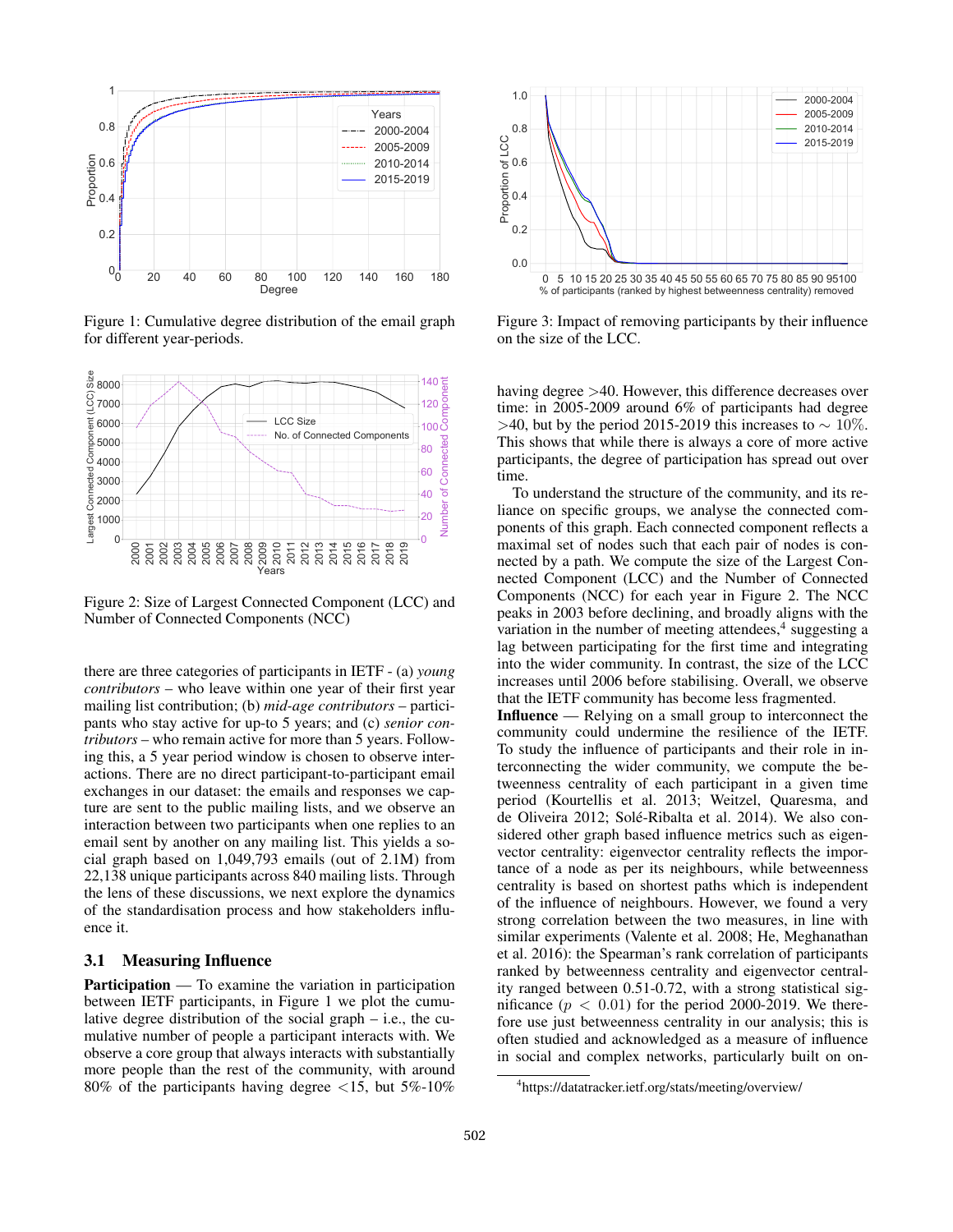Figure 1: Cumulative degree distribution of the email graph for different year-periods.

Figure 2: Size of Largest Connected Component (LCC) and Number of Connected Components (NCC)

there are three categories of participants in IETF - (a) *young contributors* – who leave within one year of their first year mailing list contribution; (b) *mid-age contributors* – participants who stay active for up-to 5 years; and (c) *senior contributors* – who remain active for more than 5 years. Following this, a 5 year period window is chosen to observe interactions. There are no direct participant-to-participant email exchanges in our dataset: the emails and responses we capture are sent to the public mailing lists, and we observe an interaction between two participants when one replies to an email sent by another on any mailing list. This yields a social graph based on 1,049,793 emails (out of 2.1M) from 22,138 unique participants across 840 mailing lists. Through the lens of these discussions, we next explore the dynamics of the standardisation process and how stakeholders influence it.

### 3.1 Measuring Influence

**Participation** — To examine the variation in participation between IETF participants, in Figure 1 we plot the cumulative degree distribution of the social graph – i.e., the cumulative number of people a participant interacts with. We observe a core group that always interacts with substantially more people than the rest of the community, with around 80% of the participants having degree <15, but 5%-10% having degree >40. However, this difference decreases over time: in 2005-2009 around 6% of participants had degree >40, but by the period 2015-2019 this increases to $\sim 10\%$. This shows that while there is always a core of more active participants, the degree of participation has spread out over time.

Figure 3: Impact of removing participants by their influence on the size of the LCC.

To understand the structure of the community, and its reliance on specific groups, we analyse the connected components of this graph. Each connected component reflects a maximal set of nodes such that each pair of nodes is connected by a path. We compute the size of the Largest Connected Component (LCC) and the Number of Connected Components (NCC) for each year in Figure 2. The NCC peaks in 2003 before declining, and broadly aligns with the variation in the number of meeting attendees,[4] suggesting a lag between participating for the first time and integrating into the wider community. In contrast, the size of the LCC increases until 2006 before stabilising. Overall, we observe that the IETF community has become less fragmented.

**Influence** — Relying on a small group to interconnect the community could undermine the resilience of the IETF. To study the influence of participants and their role in interconnecting the wider community, we compute the betweenness centrality of each participant in a given time period (Kourtellis et al. 2013; Weitzel, Quaresma, and de Oliveira 2012; Solé-Ribalta et al. 2014). We also considered other graph based influence metrics such as eigenvector centrality: eigenvector centrality reflects the importance of a node as per its neighbours, while betweenness centrality is based on shortest paths which is independent of the influence of neighbours. However, we found a very strong correlation between the two measures, in line with similar experiments (Valente et al. 2008; He, Meghanathan et al. 2016): the Spearman's rank correlation of participants ranked by betweenness centrality and eigenvector centrality ranged between 0.51-0.72, with a strong statistical significance ($p < 0.01$) for the period 2000-2019. We therefore use just betweenness centrality in our analysis; this is often studied and acknowledged as a measure of influence in social and complex networks, particularly built on on-

[4] https://datatracker.ietf.org/stats/meeting/overview/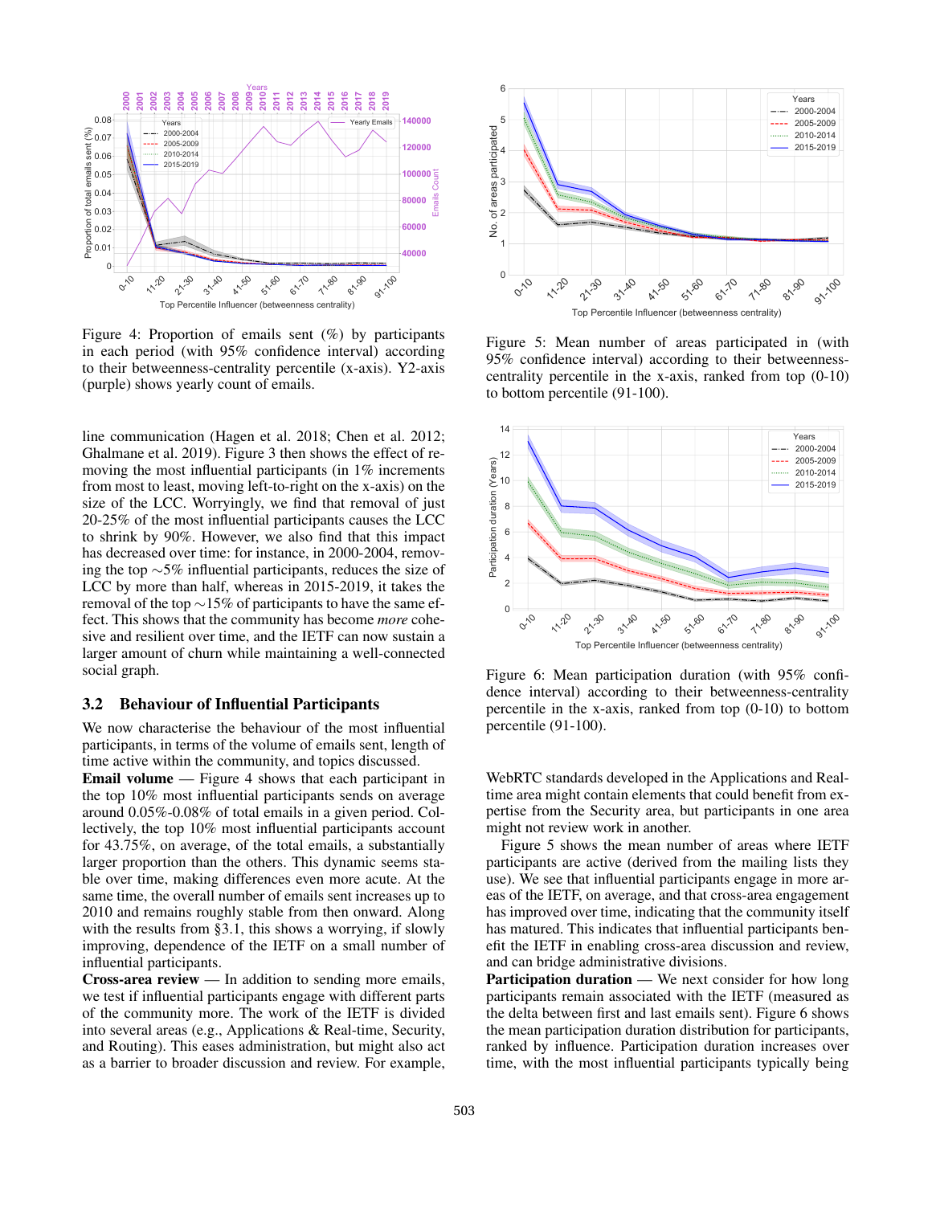Figure 4: Proportion of emails sent (%) by participants in each period (with 95% confidence interval) according to their betweenness-centrality percentile (x-axis). Y2-axis (purple) shows yearly count of emails.

line communication (Hagen et al. 2018; Chen et al. 2012; Ghalmane et al. 2019). Figure 3 then shows the effect of removing the most influential participants (in 1% increments from most to least, moving left-to-right on the x-axis) on the size of the LCC. Worryingly, we find that removal of just 20-25% of the most influential participants causes the LCC to shrink by 90%. However, we also find that this impact has decreased over time: for instance, in 2000-2004, removing the top ∼5% influential participants, reduces the size of LCC by more than half, whereas in 2015-2019, it takes the removal of the top ∼15% of participants to have the same effect. This shows that the community has become *more* cohesive and resilient over time, and the IETF can now sustain a larger amount of churn while maintaining a well-connected social graph.

### 3.2 Behaviour of Influential Participants

We now characterise the behaviour of the most influential participants, in terms of the volume of emails sent, length of time active within the community, and topics discussed.

**Email volume** — Figure 4 shows that each participant in the top 10% most influential participants sends on average around 0.05%-0.08% of total emails in a given period. Collectively, the top 10% most influential participants account for 43.75%, on average, of the total emails, a substantially larger proportion than the others. This dynamic seems stable over time, making differences even more acute. At the same time, the overall number of emails sent increases up to 2010 and remains roughly stable from then onward. Along with the results from §3.1, this shows a worrying, if slowly improving, dependence of the IETF on a small number of influential participants.

**Cross-area review** — In addition to sending more emails, we test if influential participants engage with different parts of the community more. The work of the IETF is divided into several areas (e.g., Applications & Real-time, Security, and Routing). This eases administration, but might also act as a barrier to broader discussion and review. For example, WebRTC standards developed in the Applications and Real-time area might contain elements that could benefit from expertise from the Security area, but participants in one area might not review work in another.

Figure 5: Mean number of areas participated in (with 95% confidence interval) according to their betweenness-centrality percentile in the x-axis, ranked from top (0-10) to bottom percentile (91-100).

Figure 6: Mean participation duration (with 95% confidence interval) according to their betweenness-centrality percentile in the x-axis, ranked from top (0-10) to bottom percentile (91-100).

Figure 5 shows the mean number of areas where IETF participants are active (derived from the mailing lists they use). We see that influential participants engage in more areas of the IETF, on average, and that cross-area engagement has improved over time, indicating that the community itself has matured. This indicates that influential participants benefit the IETF in enabling cross-area discussion and review, and can bridge administrative divisions.

**Participation duration** — We next consider for how long participants remain associated with the IETF (measured as the delta between first and last emails sent). Figure 6 shows the mean participation duration distribution for participants, ranked by influence. Participation duration increases over time, with the most influential participants typically being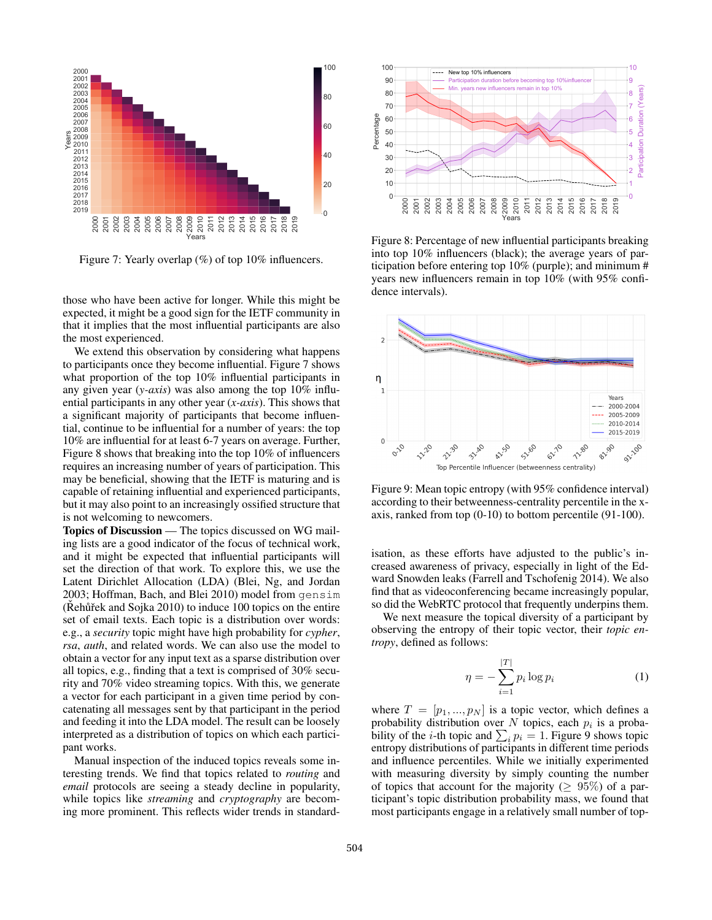Figure 7: Yearly overlap (%) of top 10% influencers.

Figure 8: Percentage of new influential participants breaking into top 10% influencers (black); the average years of participation before entering top 10% (purple); and minimum # years new influencers remain in top 10% (with 95% confidence intervals).

Figure 9: Mean topic entropy (with 95% confidence interval) according to their betweenness-centrality percentile in the x-axis, ranked from top (0-10) to bottom percentile (91-100).

those who have been active for longer. While this might be expected, it might be a good sign for the IETF community in that it implies that the most influential participants are also the most experienced.

We extend this observation by considering what happens to participants once they become influential. Figure 7 shows what proportion of the top 10% influential participants in any given year (*y-axis*) was also among the top 10% influential participants in any other year (*x-axis*). This shows that a significant majority of participants that become influential, continue to be influential for a number of years: the top 10% are influential for at least 6-7 years on average. Further, Figure 8 shows that breaking into the top 10% of influencers requires an increasing number of years of participation. This may be beneficial, showing that the IETF is maturing and is capable of retaining influential and experienced participants, but it may also point to an increasingly ossified structure that is not welcoming to newcomers.

**Topics of Discussion** — The topics discussed on WG mailing lists are a good indicator of the focus of technical work, and it might be expected that influential participants will set the direction of that work. To explore this, we use the Latent Dirichlet Allocation (LDA) (Blei, Ng, and Jordan 2003; Hoffman, Bach, and Blei 2010) model from `gensim` (Řehůřek and Sojka 2010) to induce 100 topics on the entire set of email texts. Each topic is a distribution over words: e.g., a *security* topic might have high probability for *cypher*, *rsa*, *auth*, and related words. We can also use the model to obtain a vector for any input text as a sparse distribution over all topics, e.g., finding that a text is comprised of 30% security and 70% video streaming topics. With this, we generate a vector for each participant in a given time period by concatenating all messages sent by that participant in the period and feeding it into the LDA model. The result can be loosely interpreted as a distribution of topics on which each participant works.

Manual inspection of the induced topics reveals some interesting trends. We find that topics related to *routing* and *email* protocols are seeing a steady decline in popularity, while topics like *streaming* and *cryptography* are becoming more prominent. This reflects wider trends in standardisation, as these efforts have adjusted to the public's increased awareness of privacy, especially in light of the Edward Snowden leaks (Farrell and Tschofenig 2014). We also find that as videoconferencing became increasingly popular, so did the WebRTC protocol that frequently underpins them.

We next measure the topical diversity of a participant by observing the entropy of their topic vector, their *topic entropy*, defined as follows:

$$\eta = -\sum_{i=1}^{|T|} p_i \log p_i \tag{1}$$

where $T = [p_1, ..., p_N]$ is a topic vector, which defines a probability distribution over $N$ topics, each $p_i$ is a probability of the $i$-th topic and $\sum_i p_i = 1$. Figure 9 shows topic entropy distributions of participants in different time periods and influence percentiles. While we initially experimented with measuring diversity by simply counting the number of topics that account for the majority ($\geq 95\%$) of a participant's topic distribution probability mass, we found that most participants engage in a relatively small number of top-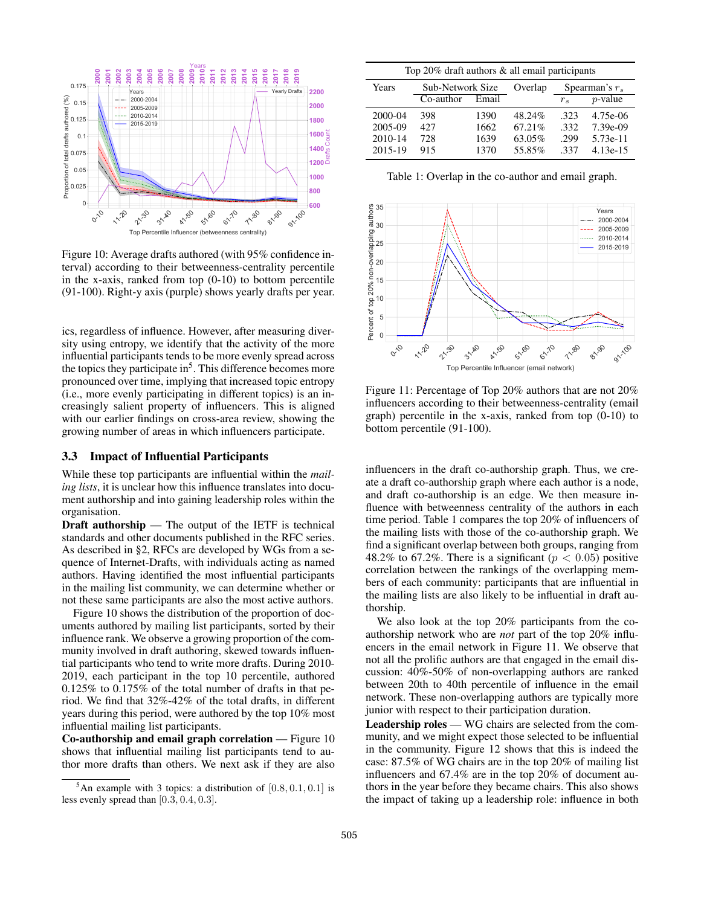Figure 10: Average drafts authored (with 95% confidence interval) according to their betweenness-centrality percentile in the x-axis, ranked from top (0-10) to bottom percentile (91-100). Right-y axis (purple) shows yearly drafts per year.

ics, regardless of influence. However, after measuring diversity using entropy, we identify that the activity of the more influential participants tends to be more evenly spread across the topics they participate in[5]. This difference becomes more pronounced over time, implying that increased topic entropy (i.e., more evenly participating in different topics) is an increasingly salient property of influencers. This is aligned with our earlier findings on cross-area review, showing the growing number of areas in which influencers participate.

### 3.3 Impact of Influential Participants

While these top participants are influential within the *mailing lists*, it is unclear how this influence translates into document authorship and into gaining leadership roles within the organisation.

**Draft authorship** — The output of the IETF is technical standards and other documents published in the RFC series. As described in §2, RFCs are developed by WGs from a sequence of Internet-Drafts, with individuals acting as named authors. Having identified the most influential participants in the mailing list community, we can determine whether or not these same participants are also the most active authors.

Figure 10 shows the distribution of the proportion of documents authored by mailing list participants, sorted by their influence rank. We observe a growing proportion of the community involved in draft authoring, skewed towards influential participants who tend to write more drafts. During 2010-2019, each participant in the top 10 percentile, authored 0.125% to 0.175% of the total number of drafts in that period. We find that 32%-42% of the total drafts, in different years during this period, were authored by the top 10% most influential mailing list participants.

**Co-authorship and email graph correlation** — Figure 10 shows that influential mailing list participants tend to author more drafts than others. We next ask if they are also influencers in the draft co-authorship graph. Thus, we create a draft co-authorship graph where each author is a node, and draft co-authorship is an edge. We then measure influence with betweenness centrality of the authors in each time period. Table 1 compares the top 20% of influencers of the mailing lists with those of the co-authorship graph. We find a significant overlap between both groups, ranging from 48.2% to 67.2%. There is a significant ($p < 0.05$) positive correlation between the rankings of the overlapping members of each community: participants that are influential in the mailing lists are also likely to be influential in draft authorship.

| Top 20% draft authors & all email participants | | | | | |
|---|---|---|---|---|---|
| Years | Sub-Network Size | | Overlap | Spearman's $r_s$ | |
| | Co-author | Email | | $r_s$ | $p$-value |
| 2000-04 | 398 | 1390 | 48.24% | .323 | 4.75e-06 |
| 2005-09 | 427 | 1662 | 67.21% | .332 | 7.39e-09 |
| 2010-14 | 728 | 1639 | 63.05% | .299 | 5.73e-11 |
| 2015-19 | 915 | 1370 | 55.85% | .337 | 4.13e-15 |

Table 1: Overlap in the co-author and email graph.

Figure 11: Percentage of Top 20% authors that are not 20% influencers according to their betweenness-centrality (email graph) percentile in the x-axis, ranked from top (0-10) to bottom percentile (91-100).

We also look at the top 20% participants from the co-authorship network who are *not* part of the top 20% influencers in the email network in Figure 11. We observe that not all the prolific authors are that engaged in the email discussion: 40%-50% of non-overlapping authors are ranked between 20th to 40th percentile of influence in the email network. These non-overlapping authors are typically more junior with respect to their participation duration.

**Leadership roles** — WG chairs are selected from the community, and we might expect those selected to be influential in the community. Figure 12 shows that this is indeed the case: 87.5% of WG chairs are in the top 20% of mailing list influencers and 67.4% are in the top 20% of document authors in the year before they became chairs. This also shows the impact of taking up a leadership role: influence in both

[5] An example with 3 topics: a distribution of $[0.8, 0.1, 0.1]$ is less evenly spread than $[0.3, 0.4, 0.3]$.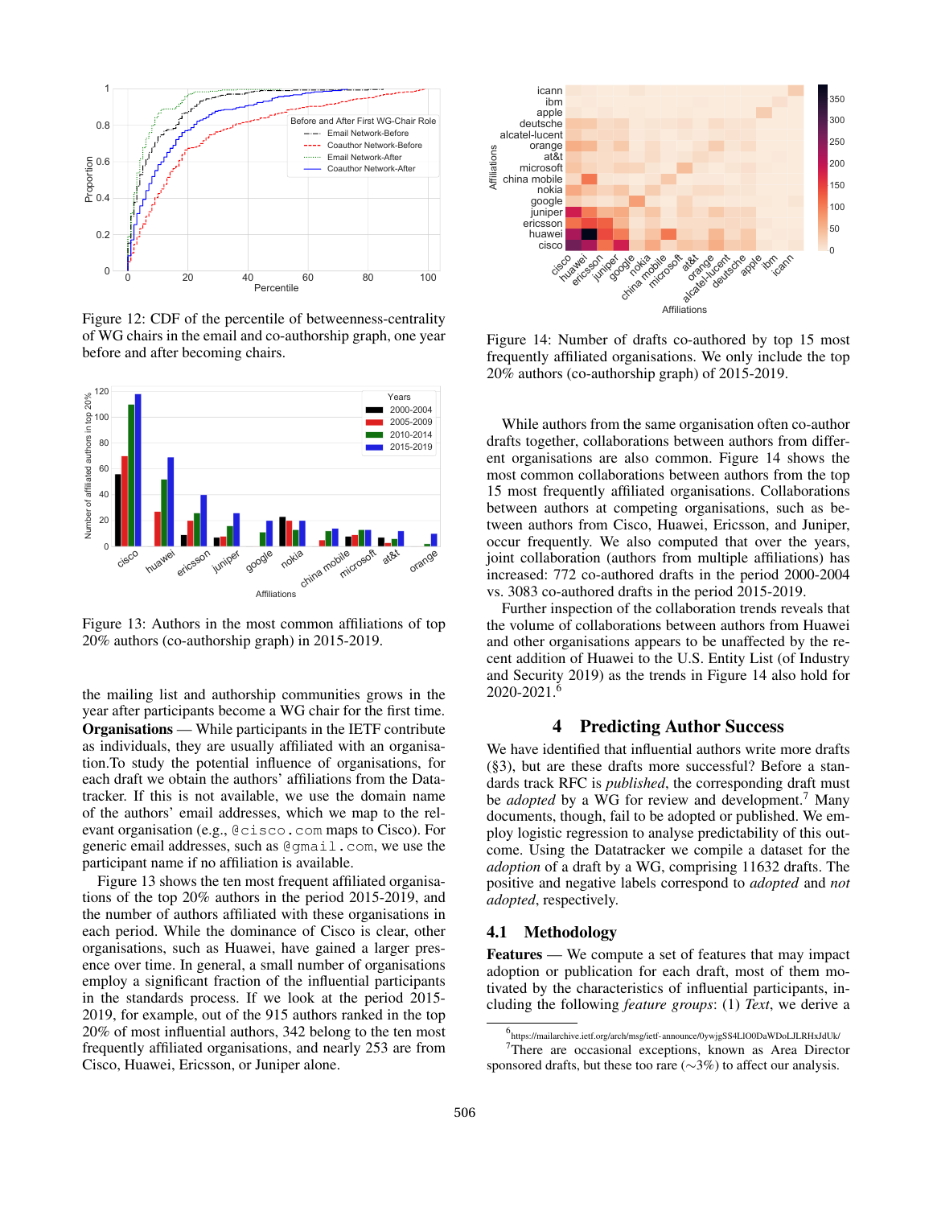Figure 12: CDF of the percentile of betweenness-centrality of WG chairs in the email and co-authorship graph, one year before and after becoming chairs.

Figure 13: Authors in the most common affiliations of top 20% authors (co-authorship graph) in 2015-2019.

the mailing list and authorship communities grows in the year after participants become a WG chair for the first time.

**Organisations** — While participants in the IETF contribute as individuals, they are usually affiliated with an organisation.To study the potential influence of organisations, for each draft we obtain the authors' affiliations from the Datatracker. If this is not available, we use the domain name of the authors' email addresses, which we map to the relevant organisation (e.g., `@cisco.com` maps to Cisco). For generic email addresses, such as `@gmail.com`, we use the participant name if no affiliation is available.

Figure 13 shows the ten most frequent affiliated organisations of the top 20% authors in the period 2015-2019, and the number of authors affiliated with these organisations in each period. While the dominance of Cisco is clear, other organisations, such as Huawei, have gained a larger presence over time. In general, a small number of organisations employ a significant fraction of the influential participants in the standards process. If we look at the period 2015-2019, for example, out of the 915 authors ranked in the top 20% of most influential authors, 342 belong to the ten most frequently affiliated organisations, and nearly 253 are from Cisco, Huawei, Ericsson, or Juniper alone.

Figure 14: Number of drafts co-authored by top 15 most frequently affiliated organisations. We only include the top 20% authors (co-authorship graph) of 2015-2019.

While authors from the same organisation often co-author drafts together, collaborations between authors from different organisations are also common. Figure 14 shows the most common collaborations between authors from the top 15 most frequently affiliated organisations. Collaborations between authors at competing organisations, such as between authors from Cisco, Huawei, Ericsson, and Juniper, occur frequently. We also computed that over the years, joint collaboration (authors from multiple affiliations) has increased: 772 co-authored drafts in the period 2000-2004 vs. 3083 co-authored drafts in the period 2015-2019.

Further inspection of the collaboration trends reveals that the volume of collaborations between authors from Huawei and other organisations appears to be unaffected by the recent addition of Huawei to the U.S. Entity List (of Industry and Security 2019) as the trends in Figure 14 also hold for 2020-2021.[6]

# 4 Predicting Author Success

We have identified that influential authors write more drafts (§3), but are these drafts more successful? Before a standards track RFC is *published*, the corresponding draft must be *adopted* by a WG for review and development.[7] Many documents, though, fail to be adopted or published. We employ logistic regression to analyse predictability of this outcome. Using the Datatracker we compile a dataset for the *adoption* of a draft by a WG, comprising 11632 drafts. The positive and negative labels correspond to *adopted* and *not adopted*, respectively.

## 4.1 Methodology

**Features** — We compute a set of features that may impact adoption or publication for each draft, most of them motivated by the characteristics of influential participants, including the following *feature groups*: (1) *Text*, we derive a

[6] https://mailarchive.ietf.org/arch/msg/ietf-announce/0ywjgSS4LIO0DaWDoLJLRHxJdUk/

[7] There are occasional exceptions, known as Area Director sponsored drafts, but these too rare (∼3%) to affect our analysis.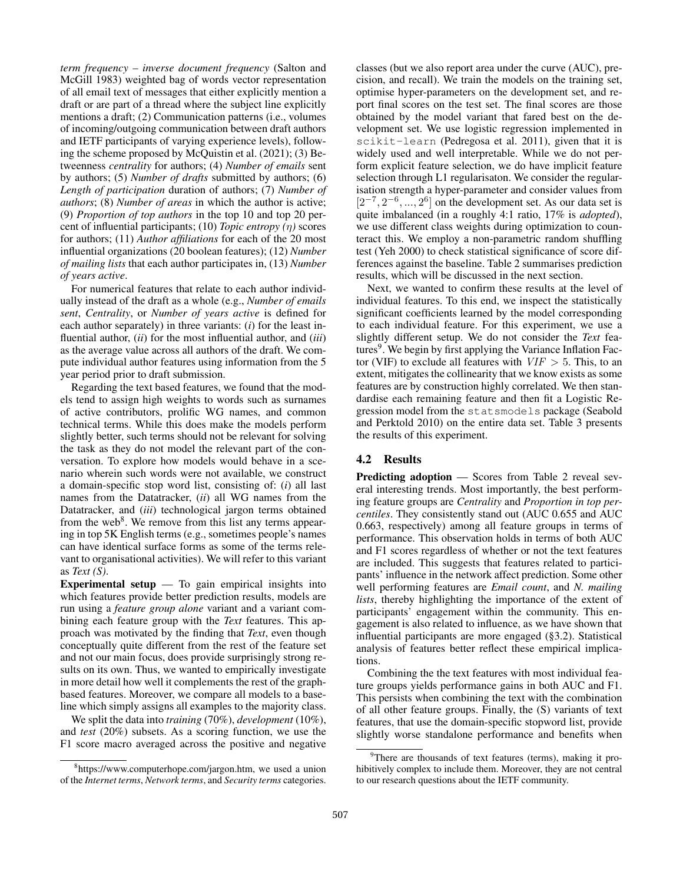*term frequency – inverse document frequency* (Salton and McGill 1983) weighted bag of words vector representation of all email text of messages that either explicitly mention a draft or are part of a thread where the subject line explicitly mentions a draft; (2) Communication patterns (i.e., volumes of incoming/outgoing communication between draft authors and IETF participants of varying experience levels), following the scheme proposed by McQuistin et al. (2021); (3) Betweenness *centrality* for authors; (4) *Number of emails* sent by authors; (5) *Number of drafts* submitted by authors; (6) *Length of participation* duration of authors; (7) *Number of authors*; (8) *Number of areas* in which the author is active; (9) *Proportion of top authors* in the top 10 and top 20 percent of influential participants; (10) *Topic entropy* ($\eta$) scores for authors; (11) *Author affiliations* for each of the 20 most influential organizations (20 boolean features); (12) *Number of mailing lists* that each author participates in, (13) *Number of years active*.

For numerical features that relate to each author individually instead of the draft as a whole (e.g., *Number of emails sent*, *Centrality*, or *Number of years active* is defined for each author separately) in three variants: (*i*) for the least influential author, (*ii*) for the most influential author, and (*iii*) as the average value across all authors of the draft. We compute individual author features using information from the 5 year period prior to draft submission.

Regarding the text based features, we found that the models tend to assign high weights to words such as surnames of active contributors, prolific WG names, and common technical terms. While this does make the models perform slightly better, such terms should not be relevant for solving the task as they do not model the relevant part of the conversation. To explore how models would behave in a scenario wherein such words were not available, we construct a domain-specific stop word list, consisting of: (*i*) all last names from the Datatracker, (*ii*) all WG names from the Datatracker, and (*iii*) technological jargon terms obtained from the web[8]. We remove from this list any terms appearing in top 5K English terms (e.g., sometimes people's names can have identical surface forms as some of the terms relevant to organisational activities). We will refer to this variant as *Text (S)*.

**Experimental setup** — To gain empirical insights into which features provide better prediction results, models are run using a *feature group alone* variant and a variant combining each feature group with the *Text* features. This approach was motivated by the finding that *Text*, even though conceptually quite different from the rest of the feature set and not our main focus, does provide surprisingly strong results on its own. Thus, we wanted to empirically investigate in more detail how well it complements the rest of the graph-based features. Moreover, we compare all models to a baseline which simply assigns all examples to the majority class.

We split the data into *training* (70%), *development* (10%), and *test* (20%) subsets. As a scoring function, we use the F1 score macro averaged across the positive and negative classes (but we also report area under the curve (AUC), precision, and recall). We train the models on the training set, optimise hyper-parameters on the development set, and report final scores on the test set. The final scores are those obtained by the model variant that fared best on the development set. We use logistic regression implemented in `scikit-learn` (Pedregosa et al. 2011), given that it is widely used and well interpretable. While we do not perform explicit feature selection, we do have implicit feature selection through L1 regularisaton. We consider the regularisation strength a hyper-parameter and consider values from $[2^{-7}, 2^{-6}, ..., 2^{6}]$ on the development set. As our data set is quite imbalanced (in a roughly 4:1 ratio, 17% is *adopted*), we use different class weights during optimization to counteract this. We employ a non-parametric random shuffling test (Yeh 2000) to check statistical significance of score differences against the baseline. Table 2 summarises prediction results, which will be discussed in the next section.

Next, we wanted to confirm these results at the level of individual features. To this end, we inspect the statistically significant coefficients learned by the model corresponding to each individual feature. For this experiment, we use a slightly different setup. We do not consider the *Text* features[9]. We begin by first applying the Variance Inflation Factor (VIF) to exclude all features with $VIF > 5$. This, to an extent, mitigates the collinearity that we know exists as some features are by construction highly correlated. We then standardise each remaining feature and then fit a Logistic Regression model from the `statsmodels` package (Seabold and Perktold 2010) on the entire data set. Table 3 presents the results of this experiment.

### 4.2 Results

**Predicting adoption** — Scores from Table 2 reveal several interesting trends. Most importantly, the best performing feature groups are *Centrality* and *Proportion in top percentiles*. They consistently stand out (AUC 0.655 and AUC 0.663, respectively) among all feature groups in terms of performance. This observation holds in terms of both AUC and F1 scores regardless of whether or not the text features are included. This suggests that features related to participants' influence in the network affect prediction. Some other well performing features are *Email count*, and *N. mailing lists*, thereby highlighting the importance of the extent of participants' engagement within the community. This engagement is also related to influence, as we have shown that influential participants are more engaged (§3.2). Statistical analysis of features better reflect these empirical implications.

Combining the the text features with most individual feature groups yields performance gains in both AUC and F1. This persists when combining the text with the combination of all other feature groups. Finally, the (S) variants of text features, that use the domain-specific stopword list, provide slightly worse standalone performance and benefits when

[8] https://www.computerhope.com/jargon.htm, we used a union of the *Internet terms*, *Network terms*, and *Security terms* categories.

[9] There are thousands of text features (terms), making it prohibitively complex to include them. Moreover, they are not central to our research questions about the IETF community.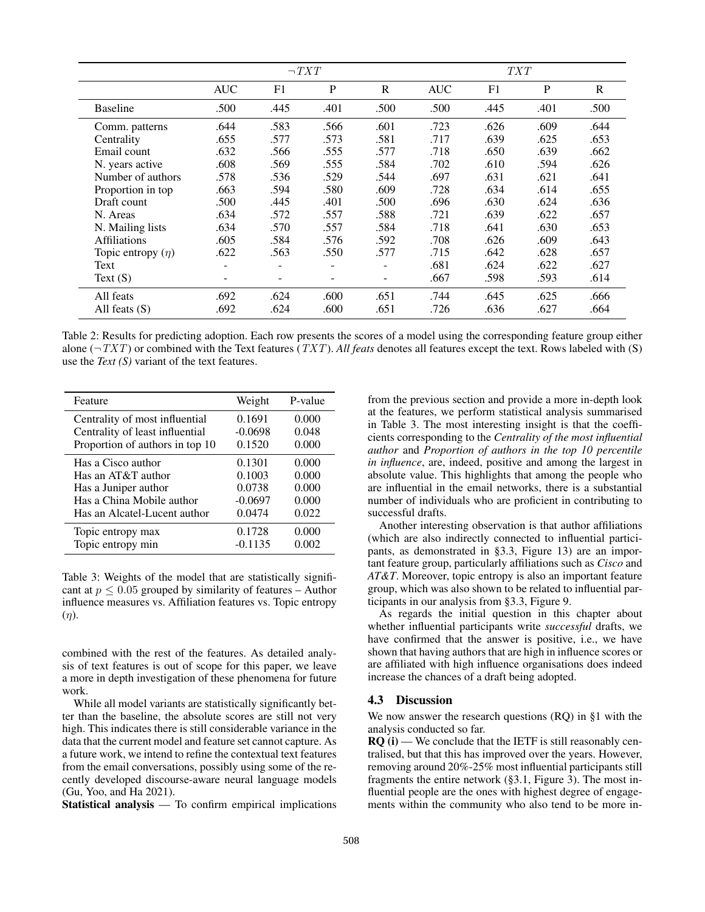| | $\neg TXT$ | | | | $TXT$ | | | |
|---|---|---|---|---|---|---|---|---|
| | AUC | F1 | P | R | AUC | F1 | P | R |
| Baseline | .500 | .445 | .401 | .500 | .500 | .445 | .401 | .500 |
| Comm. patterns | .644 | .583 | .566 | .601 | .723 | .626 | .609 | .644 |
| Centrality | .655 | .577 | .573 | .581 | .717 | .639 | .625 | .653 |
| Email count | .632 | .566 | .555 | .577 | .718 | .650 | .639 | .662 |
| N. years active | .608 | .569 | .555 | .584 | .702 | .610 | .594 | .626 |
| Number of authors | .578 | .536 | .529 | .544 | .697 | .631 | .621 | .641 |
| Proportion in top | .663 | .594 | .580 | .609 | .728 | .634 | .614 | .655 |
| Draft count | .500 | .445 | .401 | .500 | .696 | .630 | .624 | .636 |
| N. Areas | .634 | .572 | .557 | .588 | .721 | .639 | .622 | .657 |
| N. Mailing lists | .634 | .570 | .557 | .584 | .718 | .641 | .630 | .653 |
| Affiliations | .605 | .584 | .576 | .592 | .708 | .626 | .609 | .643 |
| Topic entropy ($\eta$) | .622 | .563 | .550 | .577 | .715 | .642 | .628 | .657 |
| Text | - | - | - | - | .681 | .624 | .622 | .627 |
| Text (S) | - | - | - | - | .667 | .598 | .593 | .614 |
| All feats | .692 | .624 | .600 | .651 | .744 | .645 | .625 | .666 |
| All feats (S) | .692 | .624 | .600 | .651 | .726 | .636 | .627 | .664 |

Table 2: Results for predicting adoption. Each row presents the scores of a model using the corresponding feature group either alone ($\neg TXT$) or combined with the Text features ($TXT$). *All feats* denotes all features except the text. Rows labeled with (S) use the *Text (S)* variant of the text features.

| Feature | Weight | P-value |
|---|---|---|
| Centrality of most influential | 0.1691 | 0.000 |
| Centrality of least influential | -0.0698 | 0.048 |
| Proportion of authors in top 10 | 0.1520 | 0.000 |
| Has a Cisco author | 0.1301 | 0.000 |
| Has an AT&T author | 0.1003 | 0.000 |
| Has a Juniper author | 0.0738 | 0.000 |
| Has a China Mobile author | -0.0697 | 0.000 |
| Has an Alcatel-Lucent author | 0.0474 | 0.022 |
| Topic entropy max | 0.1728 | 0.000 |
| Topic entropy min | -0.1135 | 0.002 |

Table 3: Weights of the model that are statistically significant at $p \leq 0.05$ grouped by similarity of features – Author influence measures vs. Affiliation features vs. Topic entropy ($\eta$).

combined with the rest of the features. As detailed analysis of text features is out of scope for this paper, we leave a more in depth investigation of these phenomena for future work.

While all model variants are statistically significantly better than the baseline, the absolute scores are still not very high. This indicates there is still considerable variance in the data that the current model and feature set cannot capture. As a future work, we intend to refine the contextual text features from the email conversations, possibly using some of the recently developed discourse-aware neural language models (Gu, Yoo, and Ha 2021).

**Statistical analysis** — To confirm empirical implications from the previous section and provide a more in-depth look at the features, we perform statistical analysis summarised in Table 3. The most interesting insight is that the coefficients corresponding to the *Centrality of the most influential author* and *Proportion of authors in the top 10 percentile in influence*, are, indeed, positive and among the largest in absolute value. This highlights that among the people who are influential in the email networks, there is a substantial number of individuals who are proficient in contributing to successful drafts.

Another interesting observation is that author affiliations (which are also indirectly connected to influential participants, as demonstrated in §3.3, Figure 13) are an important feature group, particularly affiliations such as *Cisco* and *AT&T*. Moreover, topic entropy is also an important feature group, which was also shown to be related to influential participants in our analysis from §3.3, Figure 9.

As regards the initial question in this chapter about whether influential participants write *successful* drafts, we have confirmed that the answer is positive, i.e., we have shown that having authors that are high in influence scores or are affiliated with high influence organisations does indeed increase the chances of a draft being adopted.

### 4.3 Discussion

We now answer the research questions (RQ) in §1 with the analysis conducted so far.

**RQ (i)** — We conclude that the IETF is still reasonably centralised, but that this has improved over the years. However, removing around 20%-25% most influential participants still fragments the entire network (§3.1, Figure 3). The most influential people are the ones with highest degree of engagements within the community who also tend to be more in-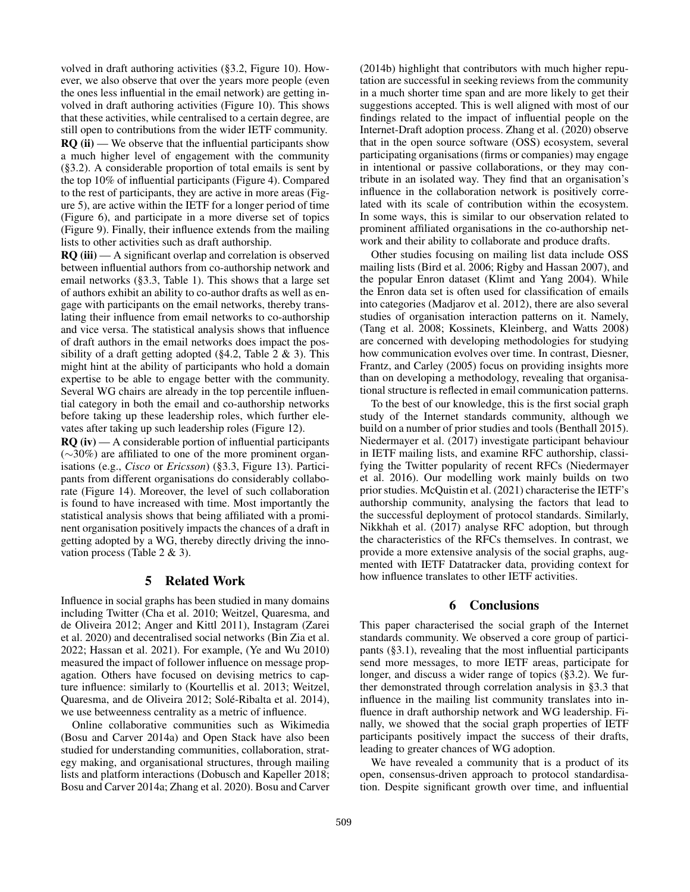volved in draft authoring activities (§3.2, Figure 10). However, we also observe that over the years more people (even the ones less influential in the email network) are getting involved in draft authoring activities (Figure 10). This shows that these activities, while centralised to a certain degree, are still open to contributions from the wider IETF community.

**RQ (ii)** — We observe that the influential participants show a much higher level of engagement with the community (§3.2). A considerable proportion of total emails is sent by the top 10% of influential participants (Figure 4). Compared to the rest of participants, they are active in more areas (Figure 5), are active within the IETF for a longer period of time (Figure 6), and participate in a more diverse set of topics (Figure 9). Finally, their influence extends from the mailing lists to other activities such as draft authorship.

**RQ (iii)** — A significant overlap and correlation is observed between influential authors from co-authorship network and email networks (§3.3, Table 1). This shows that a large set of authors exhibit an ability to co-author drafts as well as engage with participants on the email networks, thereby translating their influence from email networks to co-authorship and vice versa. The statistical analysis shows that influence of draft authors in the email networks does impact the possibility of a draft getting adopted (§4.2, Table 2 & 3). This might hint at the ability of participants who hold a domain expertise to be able to engage better with the community. Several WG chairs are already in the top percentile influential category in both the email and co-authorship networks before taking up these leadership roles, which further elevates after taking up such leadership roles (Figure 12).

**RQ (iv)** — A considerable portion of influential participants ($\sim$30%) are affiliated to one of the more prominent organisations (e.g., *Cisco* or *Ericsson*) (§3.3, Figure 13). Participants from different organisations do considerably collaborate (Figure 14). Moreover, the level of such collaboration is found to have increased with time. Most importantly the statistical analysis shows that being affiliated with a prominent organisation positively impacts the chances of a draft in getting adopted by a WG, thereby directly driving the innovation process (Table 2 & 3).

## 5 Related Work

Influence in social graphs has been studied in many domains including Twitter (Cha et al. 2010; Weitzel, Quaresma, and de Oliveira 2012; Anger and Kittl 2011), Instagram (Zarei et al. 2020) and decentralised social networks (Bin Zia et al. 2022; Hassan et al. 2021). For example, (Ye and Wu 2010) measured the impact of follower influence on message propagation. Others have focused on devising metrics to capture influence: similarly to (Kourtellis et al. 2013; Weitzel, Quaresma, and de Oliveira 2012; Solé-Ribalta et al. 2014), we use betweenness centrality as a metric of influence.

Online collaborative communities such as Wikimedia (Bosu and Carver 2014a) and Open Stack have also been studied for understanding communities, collaboration, strategy making, and organisational structures, through mailing lists and platform interactions (Dobusch and Kapeller 2018; Bosu and Carver 2014a; Zhang et al. 2020). Bosu and Carver (2014b) highlight that contributors with much higher reputation are successful in seeking reviews from the community in a much shorter time span and are more likely to get their suggestions accepted. This is well aligned with most of our findings related to the impact of influential people on the Internet-Draft adoption process. Zhang et al. (2020) observe that in the open source software (OSS) ecosystem, several participating organisations (firms or companies) may engage in intentional or passive collaborations, or they may contribute in an isolated way. They find that an organisation's influence in the collaboration network is positively correlated with its scale of contribution within the ecosystem. In some ways, this is similar to our observation related to prominent affiliated organisations in the co-authorship network and their ability to collaborate and produce drafts.

Other studies focusing on mailing list data include OSS mailing lists (Bird et al. 2006; Rigby and Hassan 2007), and the popular Enron dataset (Klimt and Yang 2004). While the Enron data set is often used for classification of emails into categories (Madjarov et al. 2012), there are also several studies of organisation interaction patterns on it. Namely, (Tang et al. 2008; Kossinets, Kleinberg, and Watts 2008) are concerned with developing methodologies for studying how communication evolves over time. In contrast, Diesner, Frantz, and Carley (2005) focus on providing insights more than on developing a methodology, revealing that organisational structure is reflected in email communication patterns.

To the best of our knowledge, this is the first social graph study of the Internet standards community, although we build on a number of prior studies and tools (Benthall 2015). Niedermayer et al. (2017) investigate participant behaviour in IETF mailing lists, and examine RFC authorship, classifying the Twitter popularity of recent RFCs (Niedermayer et al. 2016). Our modelling work mainly builds on two prior studies. McQuistin et al. (2021) characterise the IETF's authorship community, analysing the factors that lead to the successful deployment of protocol standards. Similarly, Nikkhah et al. (2017) analyse RFC adoption, but through the characteristics of the RFCs themselves. In contrast, we provide a more extensive analysis of the social graphs, augmented with IETF Datatracker data, providing context for how influence translates to other IETF activities.

## 6 Conclusions

This paper characterised the social graph of the Internet standards community. We observed a core group of participants (§3.1), revealing that the most influential participants send more messages, to more IETF areas, participate for longer, and discuss a wider range of topics (§3.2). We further demonstrated through correlation analysis in §3.3 that influence in the mailing list community translates into influence in draft authorship network and WG leadership. Finally, we showed that the social graph properties of IETF participants positively impact the success of their drafts, leading to greater chances of WG adoption.

We have revealed a community that is a product of its open, consensus-driven approach to protocol standardisation. Despite significant growth over time, and influential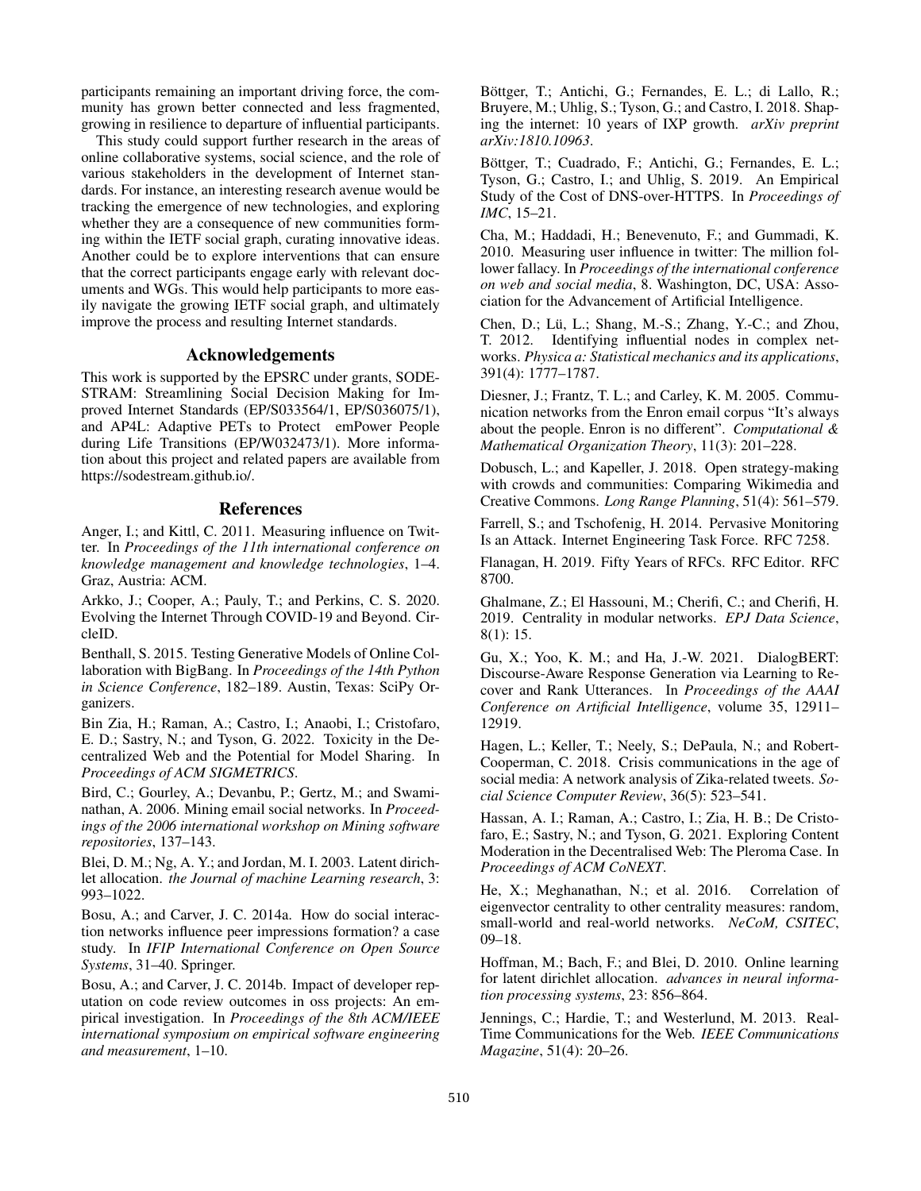participants remaining an important driving force, the community has grown better connected and less fragmented, growing in resilience to departure of influential participants.

This study could support further research in the areas of online collaborative systems, social science, and the role of various stakeholders in the development of Internet standards. For instance, an interesting research avenue would be tracking the emergence of new technologies, and exploring whether they are a consequence of new communities forming within the IETF social graph, curating innovative ideas. Another could be to explore interventions that can ensure that the correct participants engage early with relevant documents and WGs. This would help participants to more easily navigate the growing IETF social graph, and ultimately improve the process and resulting Internet standards.

## Acknowledgements

This work is supported by the EPSRC under grants, SODESTRAM: Streamlining Social Decision Making for Improved Internet Standards (EP/S033564/1, EP/S036075/1), and AP4L: Adaptive PETs to Protect emPower People during Life Transitions (EP/W032473/1). More information about this project and related papers are available from https://sodestream.github.io/.

## References

Anger, I.; and Kittl, C. 2011. Measuring influence on Twitter. In *Proceedings of the 11th international conference on knowledge management and knowledge technologies*, 1–4. Graz, Austria: ACM.

Arkko, J.; Cooper, A.; Pauly, T.; and Perkins, C. S. 2020. Evolving the Internet Through COVID-19 and Beyond. CircleID.

Benthall, S. 2015. Testing Generative Models of Online Collaboration with BigBang. In *Proceedings of the 14th Python in Science Conference*, 182–189. Austin, Texas: SciPy Organizers.

Bin Zia, H.; Raman, A.; Castro, I.; Anaobi, I.; Cristofaro, E. D.; Sastry, N.; and Tyson, G. 2022. Toxicity in the Decentralized Web and the Potential for Model Sharing. In *Proceedings of ACM SIGMETRICS*.

Bird, C.; Gourley, A.; Devanbu, P.; Gertz, M.; and Swaminathan, A. 2006. Mining email social networks. In *Proceedings of the 2006 international workshop on Mining software repositories*, 137–143.

Blei, D. M.; Ng, A. Y.; and Jordan, M. I. 2003. Latent dirichlet allocation. *the Journal of machine Learning research*, 3: 993–1022.

Bosu, A.; and Carver, J. C. 2014a. How do social interaction networks influence peer impressions formation? a case study. In *IFIP International Conference on Open Source Systems*, 31–40. Springer.

Bosu, A.; and Carver, J. C. 2014b. Impact of developer reputation on code review outcomes in oss projects: An empirical investigation. In *Proceedings of the 8th ACM/IEEE international symposium on empirical software engineering and measurement*, 1–10.

Böttger, T.; Antichi, G.; Fernandes, E. L.; di Lallo, R.; Bruyere, M.; Uhlig, S.; Tyson, G.; and Castro, I. 2018. Shaping the internet: 10 years of IXP growth. *arXiv preprint arXiv:1810.10963*.

Böttger, T.; Cuadrado, F.; Antichi, G.; Fernandes, E. L.; Tyson, G.; Castro, I.; and Uhlig, S. 2019. An Empirical Study of the Cost of DNS-over-HTTPS. In *Proceedings of IMC*, 15–21.

Cha, M.; Haddadi, H.; Benevenuto, F.; and Gummadi, K. 2010. Measuring user influence in twitter: The million follower fallacy. In *Proceedings of the international conference on web and social media*, 8. Washington, DC, USA: Association for the Advancement of Artificial Intelligence.

Chen, D.; Lü, L.; Shang, M.-S.; Zhang, Y.-C.; and Zhou, T. 2012. Identifying influential nodes in complex networks. *Physica a: Statistical mechanics and its applications*, 391(4): 1777–1787.

Diesner, J.; Frantz, T. L.; and Carley, K. M. 2005. Communication networks from the Enron email corpus "It's always about the people. Enron is no different". *Computational & Mathematical Organization Theory*, 11(3): 201–228.

Dobusch, L.; and Kapeller, J. 2018. Open strategy-making with crowds and communities: Comparing Wikimedia and Creative Commons. *Long Range Planning*, 51(4): 561–579.

Farrell, S.; and Tschofenig, H. 2014. Pervasive Monitoring Is an Attack. Internet Engineering Task Force. RFC 7258.

Flanagan, H. 2019. Fifty Years of RFCs. RFC Editor. RFC 8700.

Ghalmane, Z.; El Hassouni, M.; Cherifi, C.; and Cherifi, H. 2019. Centrality in modular networks. *EPJ Data Science*, 8(1): 15.

Gu, X.; Yoo, K. M.; and Ha, J.-W. 2021. DialogBERT: Discourse-Aware Response Generation via Learning to Recover and Rank Utterances. In *Proceedings of the AAAI Conference on Artificial Intelligence*, volume 35, 12911–12919.

Hagen, L.; Keller, T.; Neely, S.; DePaula, N.; and Robert-Cooperman, C. 2018. Crisis communications in the age of social media: A network analysis of Zika-related tweets. *Social Science Computer Review*, 36(5): 523–541.

Hassan, A. I.; Raman, A.; Castro, I.; Zia, H. B.; De Cristofaro, E.; Sastry, N.; and Tyson, G. 2021. Exploring Content Moderation in the Decentralised Web: The Pleroma Case. In *Proceedings of ACM CoNEXT*.

He, X.; Meghanathan, N.; et al. 2016. Correlation of eigenvector centrality to other centrality measures: random, small-world and real-world networks. *NeCoM, CSITEC*, 09–18.

Hoffman, M.; Bach, F.; and Blei, D. 2010. Online learning for latent dirichlet allocation. *advances in neural information processing systems*, 23: 856–864.

Jennings, C.; Hardie, T.; and Westerlund, M. 2013. Real-Time Communications for the Web. *IEEE Communications Magazine*, 51(4): 20–26.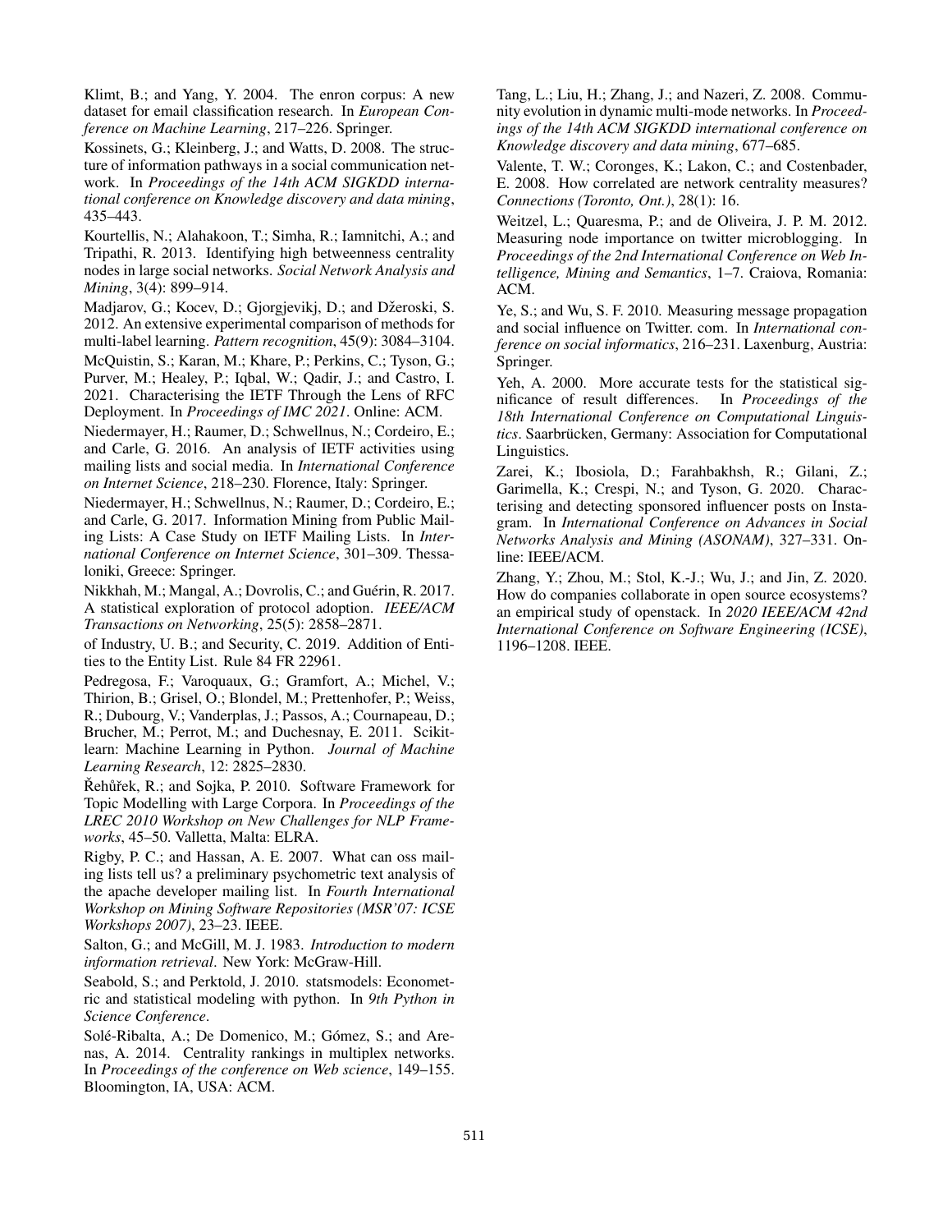Klimt, B.; and Yang, Y. 2004. The enron corpus: A new dataset for email classification research. In *European Conference on Machine Learning*, 217–226. Springer.

Kossinets, G.; Kleinberg, J.; and Watts, D. 2008. The structure of information pathways in a social communication network. In *Proceedings of the 14th ACM SIGKDD international conference on Knowledge discovery and data mining*, 435–443.

Kourtellis, N.; Alahakoon, T.; Simha, R.; Iamnitchi, A.; and Tripathi, R. 2013. Identifying high betweenness centrality nodes in large social networks. *Social Network Analysis and Mining*, 3(4): 899–914.

Madjarov, G.; Kocev, D.; Gjorgjevikj, D.; and Džeroski, S. 2012. An extensive experimental comparison of methods for multi-label learning. *Pattern recognition*, 45(9): 3084–3104.

McQuistin, S.; Karan, M.; Khare, P.; Perkins, C.; Tyson, G.; Purver, M.; Healey, P.; Iqbal, W.; Qadir, J.; and Castro, I. 2021. Characterising the IETF Through the Lens of RFC Deployment. In *Proceedings of IMC 2021*. Online: ACM.

Niedermayer, H.; Raumer, D.; Schwellnus, N.; Cordeiro, E.; and Carle, G. 2016. An analysis of IETF activities using mailing lists and social media. In *International Conference on Internet Science*, 218–230. Florence, Italy: Springer.

Niedermayer, H.; Schwellnus, N.; Raumer, D.; Cordeiro, E.; and Carle, G. 2017. Information Mining from Public Mailing Lists: A Case Study on IETF Mailing Lists. In *International Conference on Internet Science*, 301–309. Thessaloniki, Greece: Springer.

Nikkhah, M.; Mangal, A.; Dovrolis, C.; and Guérin, R. 2017. A statistical exploration of protocol adoption. *IEEE/ACM Transactions on Networking*, 25(5): 2858–2871.

of Industry, U. B.; and Security, C. 2019. Addition of Entities to the Entity List. Rule 84 FR 22961.

Pedregosa, F.; Varoquaux, G.; Gramfort, A.; Michel, V.; Thirion, B.; Grisel, O.; Blondel, M.; Prettenhofer, P.; Weiss, R.; Dubourg, V.; Vanderplas, J.; Passos, A.; Cournapeau, D.; Brucher, M.; Perrot, M.; and Duchesnay, E. 2011. Scikit-learn: Machine Learning in Python. *Journal of Machine Learning Research*, 12: 2825–2830.

Řehůřek, R.; and Sojka, P. 2010. Software Framework for Topic Modelling with Large Corpora. In *Proceedings of the LREC 2010 Workshop on New Challenges for NLP Frameworks*, 45–50. Valletta, Malta: ELRA.

Rigby, P. C.; and Hassan, A. E. 2007. What can oss mailing lists tell us? a preliminary psychometric text analysis of the apache developer mailing list. In *Fourth International Workshop on Mining Software Repositories (MSR'07: ICSE Workshops 2007)*, 23–23. IEEE.

Salton, G.; and McGill, M. J. 1983. *Introduction to modern information retrieval*. New York: McGraw-Hill.

Seabold, S.; and Perktold, J. 2010. statsmodels: Econometric and statistical modeling with python. In *9th Python in Science Conference*.

Solé-Ribalta, A.; De Domenico, M.; Gómez, S.; and Arenas, A. 2014. Centrality rankings in multiplex networks. In *Proceedings of the conference on Web science*, 149–155. Bloomington, IA, USA: ACM.

Tang, L.; Liu, H.; Zhang, J.; and Nazeri, Z. 2008. Community evolution in dynamic multi-mode networks. In *Proceedings of the 14th ACM SIGKDD international conference on Knowledge discovery and data mining*, 677–685.

Valente, T. W.; Coronges, K.; Lakon, C.; and Costenbader, E. 2008. How correlated are network centrality measures? *Connections (Toronto, Ont.)*, 28(1): 16.

Weitzel, L.; Quaresma, P.; and de Oliveira, J. P. M. 2012. Measuring node importance on twitter microblogging. In *Proceedings of the 2nd International Conference on Web Intelligence, Mining and Semantics*, 1–7. Craiova, Romania: ACM.

Ye, S.; and Wu, S. F. 2010. Measuring message propagation and social influence on Twitter. com. In *International conference on social informatics*, 216–231. Laxenburg, Austria: Springer.

Yeh, A. 2000. More accurate tests for the statistical significance of result differences. In *Proceedings of the 18th International Conference on Computational Linguistics*. Saarbrücken, Germany: Association for Computational Linguistics.

Zarei, K.; Ibosiola, D.; Farahbakhsh, R.; Gilani, Z.; Garimella, K.; Crespi, N.; and Tyson, G. 2020. Characterising and detecting sponsored influencer posts on Instagram. In *International Conference on Advances in Social Networks Analysis and Mining (ASONAM)*, 327–331. Online: IEEE/ACM.

Zhang, Y.; Zhou, M.; Stol, K.-J.; Wu, J.; and Jin, Z. 2020. How do companies collaborate in open source ecosystems? an empirical study of openstack. In *2020 IEEE/ACM 42nd International Conference on Software Engineering (ICSE)*, 1196–1208. IEEE.